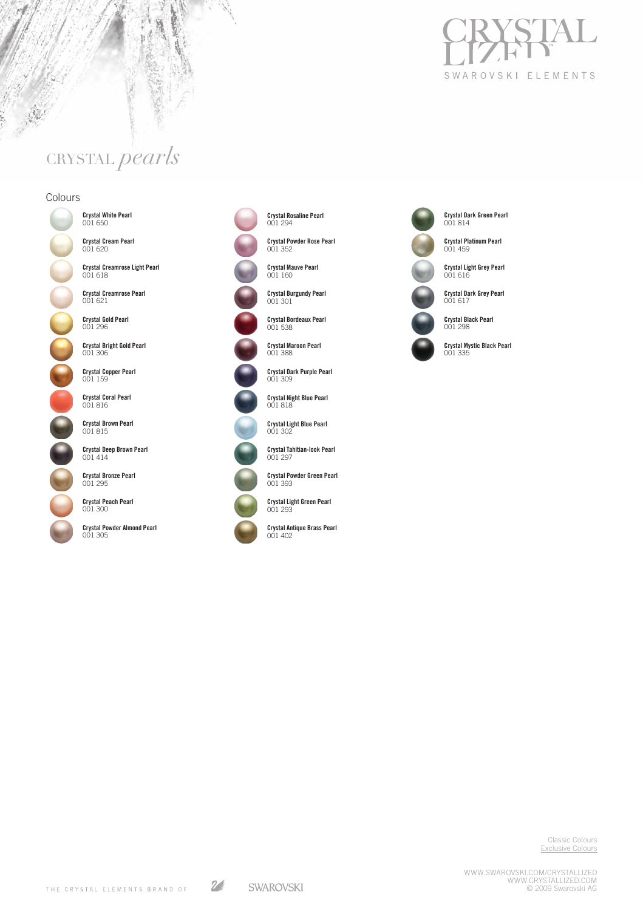# CRYSTALLIZED™

SWAROVSKI ELEMENTS

## CRYSTAL *pearls*

### Colours

- **Crystal White Pearl** 001 650
- **Crystal Cream Pearl** 001 620
- **Crystal Creamrose Light Pearl** 001 618
- **Crystal Creamrose Pearl** 001 621
- **Crystal Gold Pearl** 001 296
- **Crystal Bright Gold Pearl** 001 306
- **Crystal Copper Pearl** 001 159
- **Crystal Coral Pearl** 001 816
- **Crystal Brown Pearl** 001 815
- **Crystal Deep Brown Pearl** 001 414
- **Crystal Bronze Pearl** 001 295
- **Crystal Peach Pearl** 001 300
- **Crystal Powder Almond Pearl** 001 305
- **Crystal Rosaline Pearl** 001 294
- **Crystal Powder Rose Pearl** 001 352
- **Crystal Mauve Pearl** 001 160
- **Crystal Burgundy Pearl** 001 301
- **Crystal Bordeaux Pearl** 001 538
- **Crystal Maroon Pearl** 001 388
- **Crystal Dark Purple Pearl** 001 309
- **Crystal Night Blue Pearl** 001 818
- **Crystal Light Blue Pearl** 001 302
- **Crystal Tahitian-look Pearl** 001 297
- **Crystal Powder Green Pearl** 001 393
- **Crystal Light Green Pearl** 001 293
- **Crystal Antique Brass Pearl** 001 402
- **Crystal Dark Green Pearl** 001 814
- **Crystal Platinum Pearl** 001 459
- **Crystal Light Grey Pearl** 001 616
- **Crystal Dark Grey Pearl** 001 617
- **Crystal Black Pearl** 001 298
- **Crystal Mystic Black Pearl** 001 335

Classic Colours
Exclusive Colours

THE CRYSTAL ELEMENTS BRAND OF SWAROVSKI

WWW.SWAROVSKI.COM/CRYSTALLIZED
WWW.CRYSTALLIZED.COM
© 2009 Swarovski AG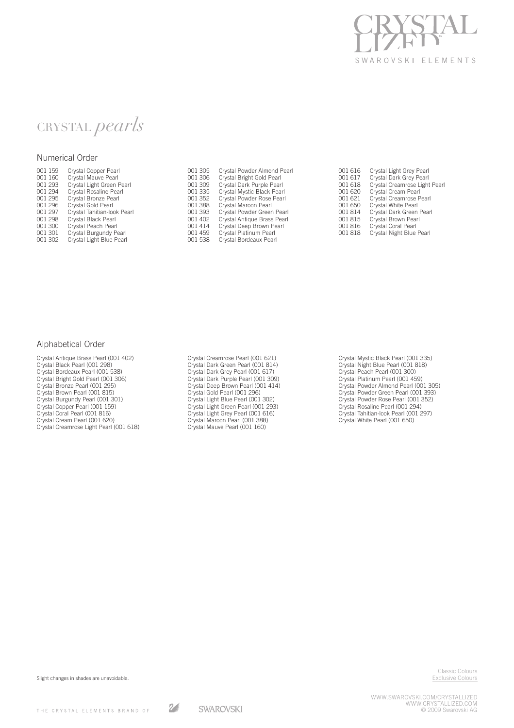CRYSTALLIZED™
SWAROVSKI ELEMENTS

# CRYSTAL *pearls*

## Numerical Order

| | |
|---|---|
| 001 159 | Crystal Copper Pearl |
| 001 160 | Crystal Mauve Pearl |
| 001 293 | Crystal Light Green Pearl |
| 001 294 | Crystal Rosaline Pearl |
| 001 295 | Crystal Bronze Pearl |
| 001 296 | Crystal Gold Pearl |
| 001 297 | Crystal Tahitian-look Pearl |
| 001 298 | Crystal Black Pearl |
| 001 300 | Crystal Peach Pearl |
| 001 301 | Crystal Burgundy Pearl |
| 001 302 | Crystal Light Blue Pearl |
| 001 305 | Crystal Powder Almond Pearl |
| 001 306 | Crystal Bright Gold Pearl |
| 001 309 | Crystal Dark Purple Pearl |
| 001 335 | Crystal Mystic Black Pearl |
| 001 352 | Crystal Powder Rose Pearl |
| 001 388 | Crystal Maroon Pearl |
| 001 393 | Crystal Powder Green Pearl |
| 001 402 | Crystal Antique Brass Pearl |
| 001 414 | Crystal Deep Brown Pearl |
| 001 459 | Crystal Platinum Pearl |
| 001 538 | Crystal Bordeaux Pearl |
| 001 616 | Crystal Light Grey Pearl |
| 001 617 | Crystal Dark Grey Pearl |
| 001 618 | Crystal Creamrose Light Pearl |
| 001 620 | Crystal Cream Pearl |
| 001 621 | Crystal Creamrose Pearl |
| 001 650 | Crystal White Pearl |
| 001 814 | Crystal Dark Green Pearl |
| 001 815 | Crystal Brown Pearl |
| 001 816 | Crystal Coral Pearl |
| 001 818 | Crystal Night Blue Pearl |

## Alphabetical Order

Crystal Antique Brass Pearl (001 402)
Crystal Black Pearl (001 298)
Crystal Bordeaux Pearl (001 538)
Crystal Bright Gold Pearl (001 306)
Crystal Bronze Pearl (001 295)
Crystal Brown Pearl (001 815)
Crystal Burgundy Pearl (001 301)
Crystal Copper Pearl (001 159)
Crystal Coral Pearl (001 816)
Crystal Cream Pearl (001 620)
Crystal Creamrose Light Pearl (001 618)
Crystal Creamrose Pearl (001 621)
Crystal Dark Green Pearl (001 814)
Crystal Dark Grey Pearl (001 617)
Crystal Dark Purple Pearl (001 309)
Crystal Deep Brown Pearl (001 414)
Crystal Gold Pearl (001 296)
Crystal Light Blue Pearl (001 302)
Crystal Light Green Pearl (001 293)
Crystal Light Grey Pearl (001 616)
Crystal Maroon Pearl (001 388)
Crystal Mauve Pearl (001 160)
Crystal Mystic Black Pearl (001 335)
Crystal Night Blue Pearl (001 818)
Crystal Peach Pearl (001 300)
Crystal Platinum Pearl (001 459)
Crystal Powder Almond Pearl (001 305)
Crystal Powder Green Pearl (001 393)
Crystal Powder Rose Pearl (001 352)
Crystal Rosaline Pearl (001 294)
Crystal Tahitian-look Pearl (001 297)
Crystal White Pearl (001 650)

Slight changes in shades are unavoidable.

Classic Colours
Exclusive Colours

THE CRYSTAL ELEMENTS BRAND OF SWAROVSKI

WWW.SWAROVSKI.COM/CRYSTALLIZED
WWW.CRYSTALLIZED.COM
© 2009 Swarovski AG